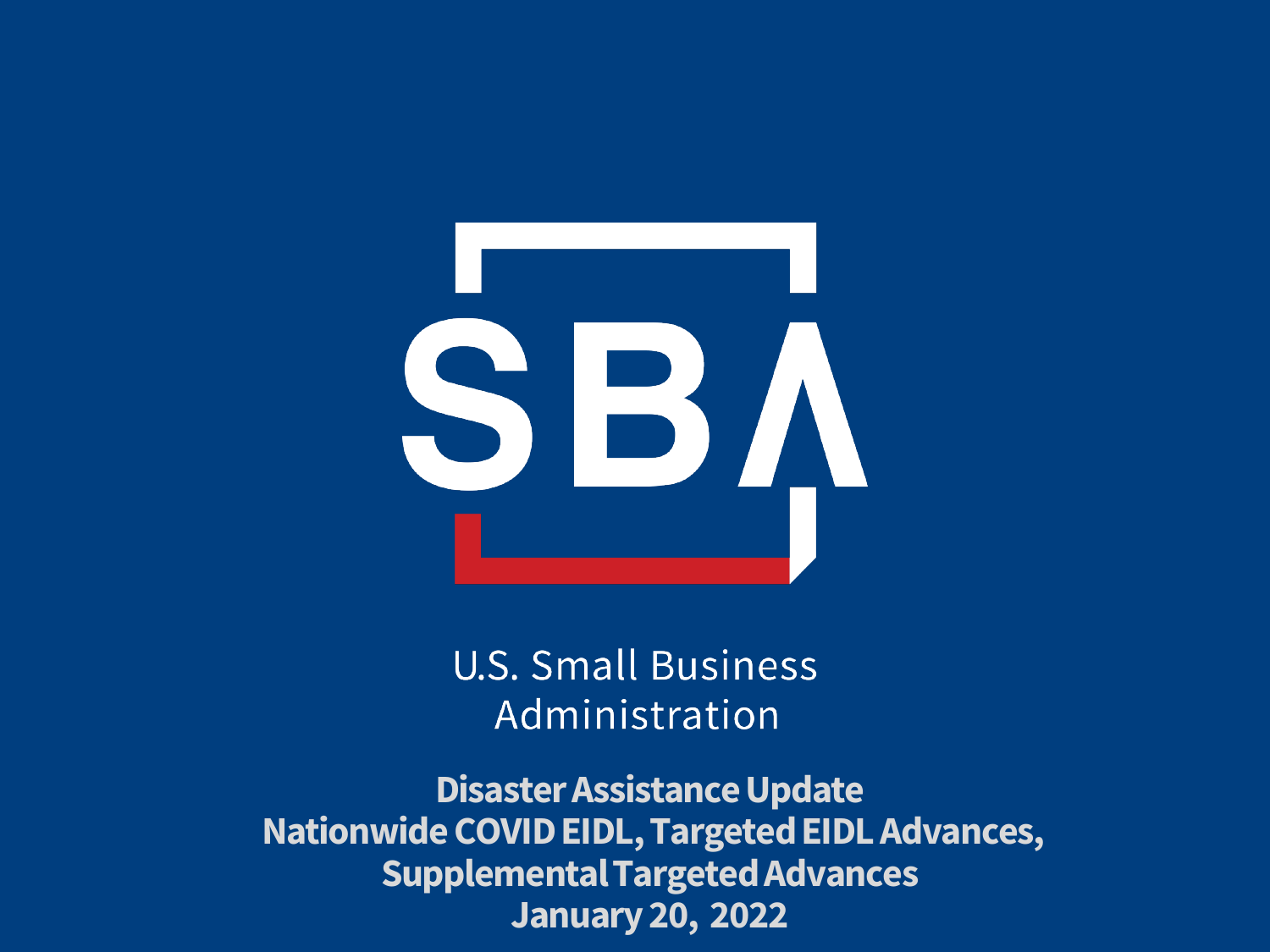SBA

U.S. Small Business Administration

# Disaster Assistance Update
# Nationwide COVID EIDL, Targeted EIDL Advances, Supplemental Targeted Advances
# January 20, 2022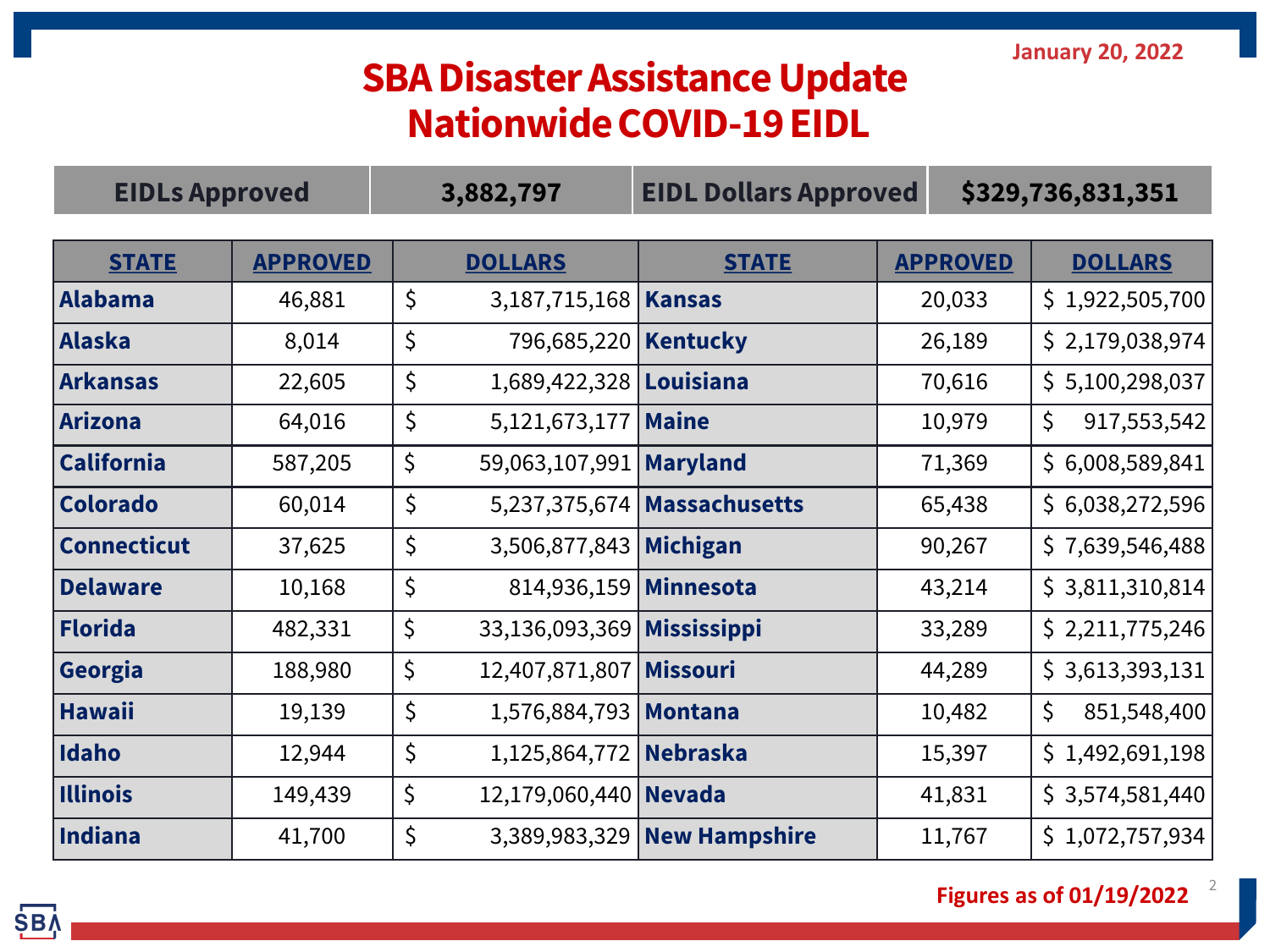January 20, 2022

# SBA Disaster Assistance Update
# Nationwide COVID-19 EIDL

| EIDLs Approved | 3,882,797 | EIDL Dollars Approved | $329,736,831,351 |
|---|---|---|---|

| STATE | APPROVED | DOLLARS | STATE | APPROVED | DOLLARS |
|---|---|---|---|---|---|
| **Alabama** | 46,881 | $ 3,187,715,168 | **Kansas** | 20,033 | $ 1,922,505,700 |
| **Alaska** | 8,014 | $ 796,685,220 | **Kentucky** | 26,189 | $ 2,179,038,974 |
| **Arkansas** | 22,605 | $ 1,689,422,328 | **Louisiana** | 70,616 | $ 5,100,298,037 |
| **Arizona** | 64,016 | $ 5,121,673,177 | **Maine** | 10,979 | $ 917,553,542 |
| **California** | 587,205 | $ 59,063,107,991 | **Maryland** | 71,369 | $ 6,008,589,841 |
| **Colorado** | 60,014 | $ 5,237,375,674 | **Massachusetts** | 65,438 | $ 6,038,272,596 |
| **Connecticut** | 37,625 | $ 3,506,877,843 | **Michigan** | 90,267 | $ 7,639,546,488 |
| **Delaware** | 10,168 | $ 814,936,159 | **Minnesota** | 43,214 | $ 3,811,310,814 |
| **Florida** | 482,331 | $ 33,136,093,369 | **Mississippi** | 33,289 | $ 2,211,775,246 |
| **Georgia** | 188,980 | $ 12,407,871,807 | **Missouri** | 44,289 | $ 3,613,393,131 |
| **Hawaii** | 19,139 | $ 1,576,884,793 | **Montana** | 10,482 | $ 851,548,400 |
| **Idaho** | 12,944 | $ 1,125,864,772 | **Nebraska** | 15,397 | $ 1,492,691,198 |
| **Illinois** | 149,439 | $ 12,179,060,440 | **Nevada** | 41,831 | $ 3,574,581,440 |
| **Indiana** | 41,700 | $ 3,389,983,329 | **New Hampshire** | 11,767 | $ 1,072,757,934 |

Figures as of 01/19/2022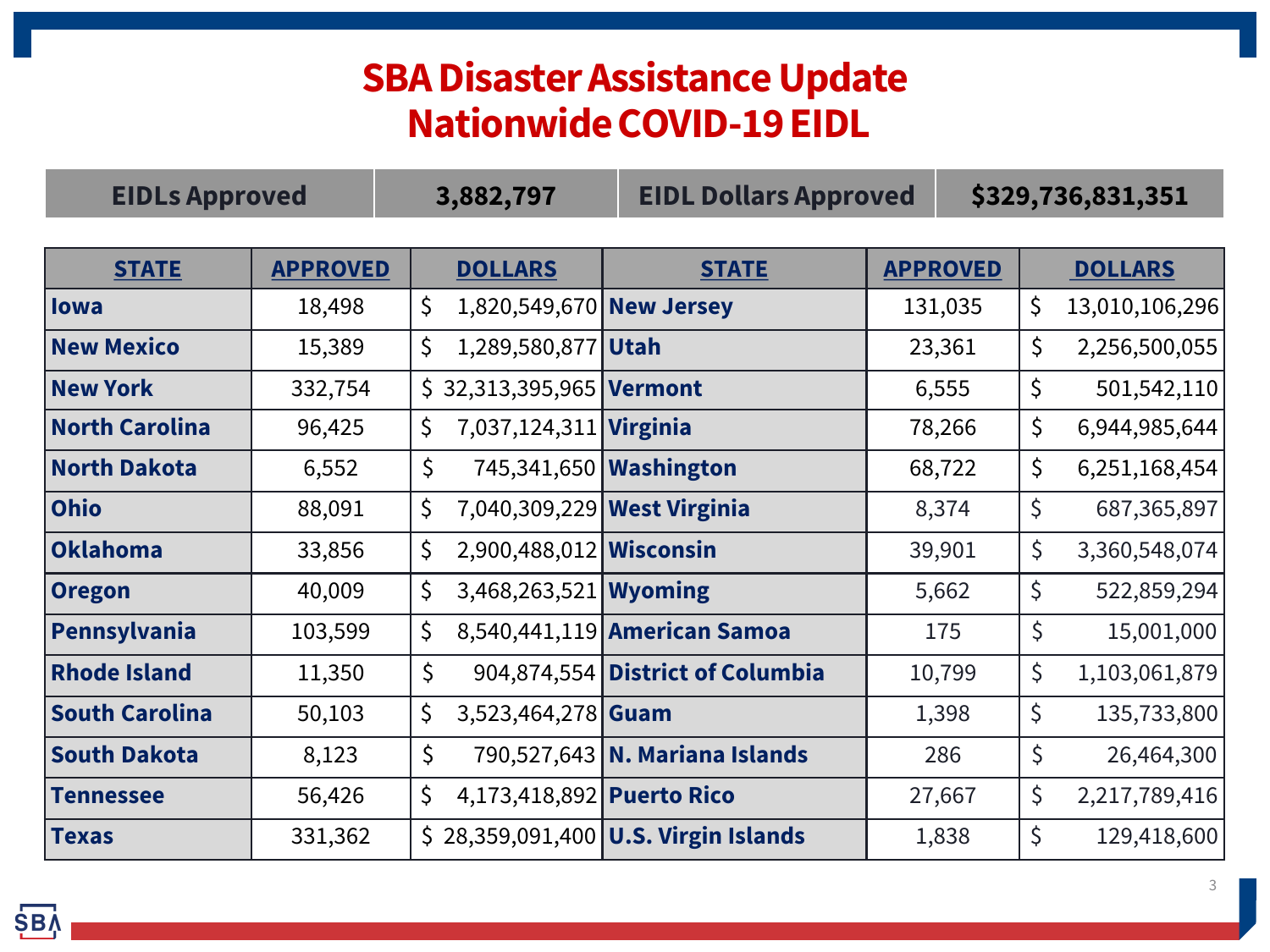# SBA Disaster Assistance Update
# Nationwide COVID-19 EIDL

| EIDLs Approved | 3,882,797 | EIDL Dollars Approved | $329,736,831,351 |
|---|---|---|---|

| STATE | APPROVED | DOLLARS | STATE | APPROVED | DOLLARS |
|---|---|---|---|---|---|
| **Iowa** | 18,498 | $ 1,820,549,670 | **New Jersey** | 131,035 | $ 13,010,106,296 |
| **New Mexico** | 15,389 | $ 1,289,580,877 | **Utah** | 23,361 | $ 2,256,500,055 |
| **New York** | 332,754 | $ 32,313,395,965 | **Vermont** | 6,555 | $ 501,542,110 |
| **North Carolina** | 96,425 | $ 7,037,124,311 | **Virginia** | 78,266 | $ 6,944,985,644 |
| **North Dakota** | 6,552 | $ 745,341,650 | **Washington** | 68,722 | $ 6,251,168,454 |
| **Ohio** | 88,091 | $ 7,040,309,229 | **West Virginia** | 8,374 | $ 687,365,897 |
| **Oklahoma** | 33,856 | $ 2,900,488,012 | **Wisconsin** | 39,901 | $ 3,360,548,074 |
| **Oregon** | 40,009 | $ 3,468,263,521 | **Wyoming** | 5,662 | $ 522,859,294 |
| **Pennsylvania** | 103,599 | $ 8,540,441,119 | **American Samoa** | 175 | $ 15,001,000 |
| **Rhode Island** | 11,350 | $ 904,874,554 | **District of Columbia** | 10,799 | $ 1,103,061,879 |
| **South Carolina** | 50,103 | $ 3,523,464,278 | **Guam** | 1,398 | $ 135,733,800 |
| **South Dakota** | 8,123 | $ 790,527,643 | **N. Mariana Islands** | 286 | $ 26,464,300 |
| **Tennessee** | 56,426 | $ 4,173,418,892 | **Puerto Rico** | 27,667 | $ 2,217,789,416 |
| **Texas** | 331,362 | $ 28,359,091,400 | **U.S. Virgin Islands** | 1,838 | $ 129,418,600 |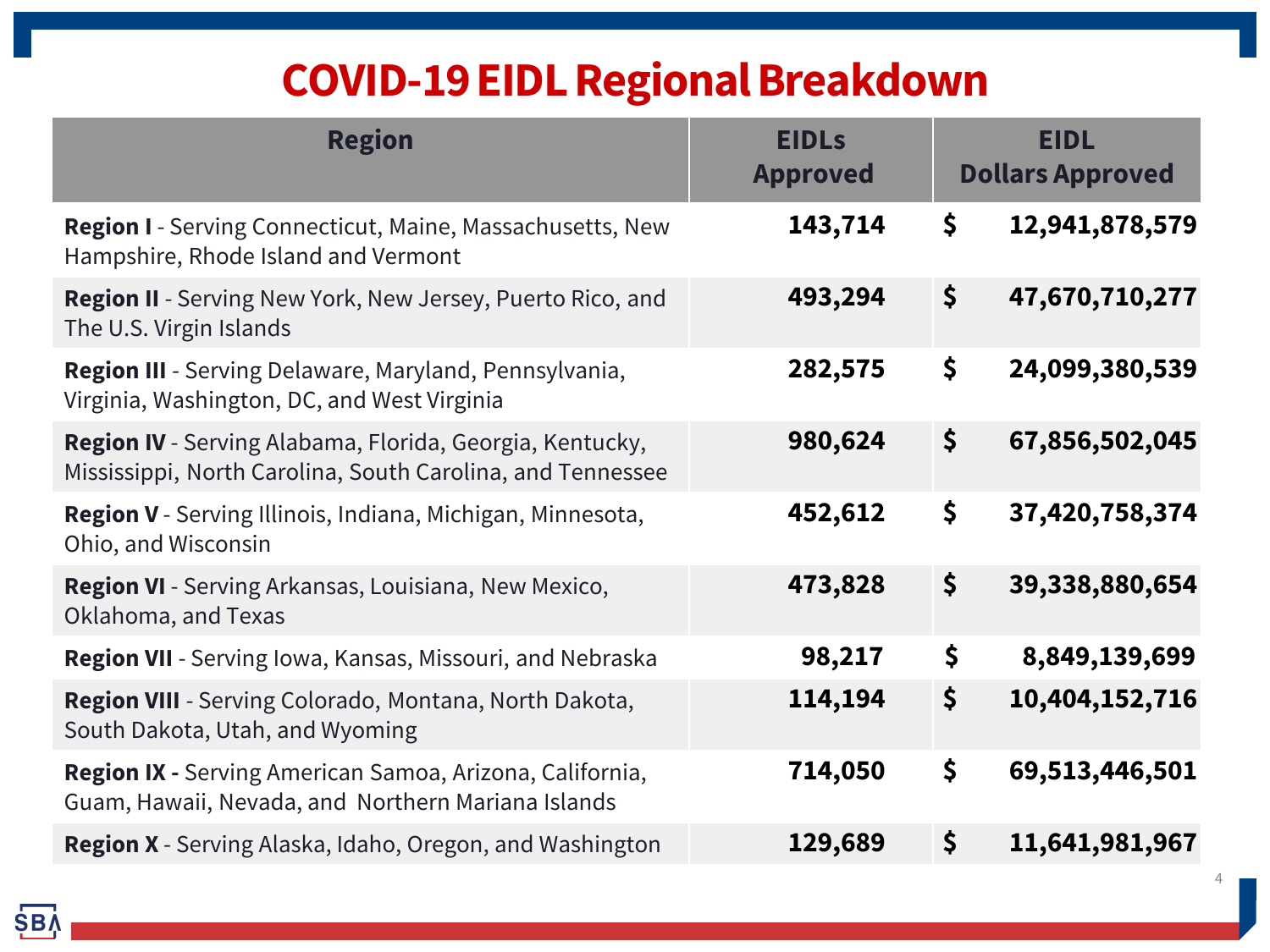# COVID-19 EIDL Regional Breakdown

| Region | EIDLs Approved | EIDL Dollars Approved |
|---|---|---|
| **Region I** - Serving Connecticut, Maine, Massachusetts, New Hampshire, Rhode Island and Vermont | **143,714** | **$ 12,941,878,579** |
| **Region II** - Serving New York, New Jersey, Puerto Rico, and The U.S. Virgin Islands | **493,294** | **$ 47,670,710,277** |
| **Region III** - Serving Delaware, Maryland, Pennsylvania, Virginia, Washington, DC, and West Virginia | **282,575** | **$ 24,099,380,539** |
| **Region IV** - Serving Alabama, Florida, Georgia, Kentucky, Mississippi, North Carolina, South Carolina, and Tennessee | **980,624** | **$ 67,856,502,045** |
| **Region V** - Serving Illinois, Indiana, Michigan, Minnesota, Ohio, and Wisconsin | **452,612** | **$ 37,420,758,374** |
| **Region VI** - Serving Arkansas, Louisiana, New Mexico, Oklahoma, and Texas | **473,828** | **$ 39,338,880,654** |
| **Region VII** - Serving Iowa, Kansas, Missouri, and Nebraska | **98,217** | **$ 8,849,139,699** |
| **Region VIII** - Serving Colorado, Montana, North Dakota, South Dakota, Utah, and Wyoming | **114,194** | **$ 10,404,152,716** |
| **Region IX -** Serving American Samoa, Arizona, California, Guam, Hawaii, Nevada, and Northern Mariana Islands | **714,050** | **$ 69,513,446,501** |
| **Region X** - Serving Alaska, Idaho, Oregon, and Washington | **129,689** | **$ 11,641,981,967** |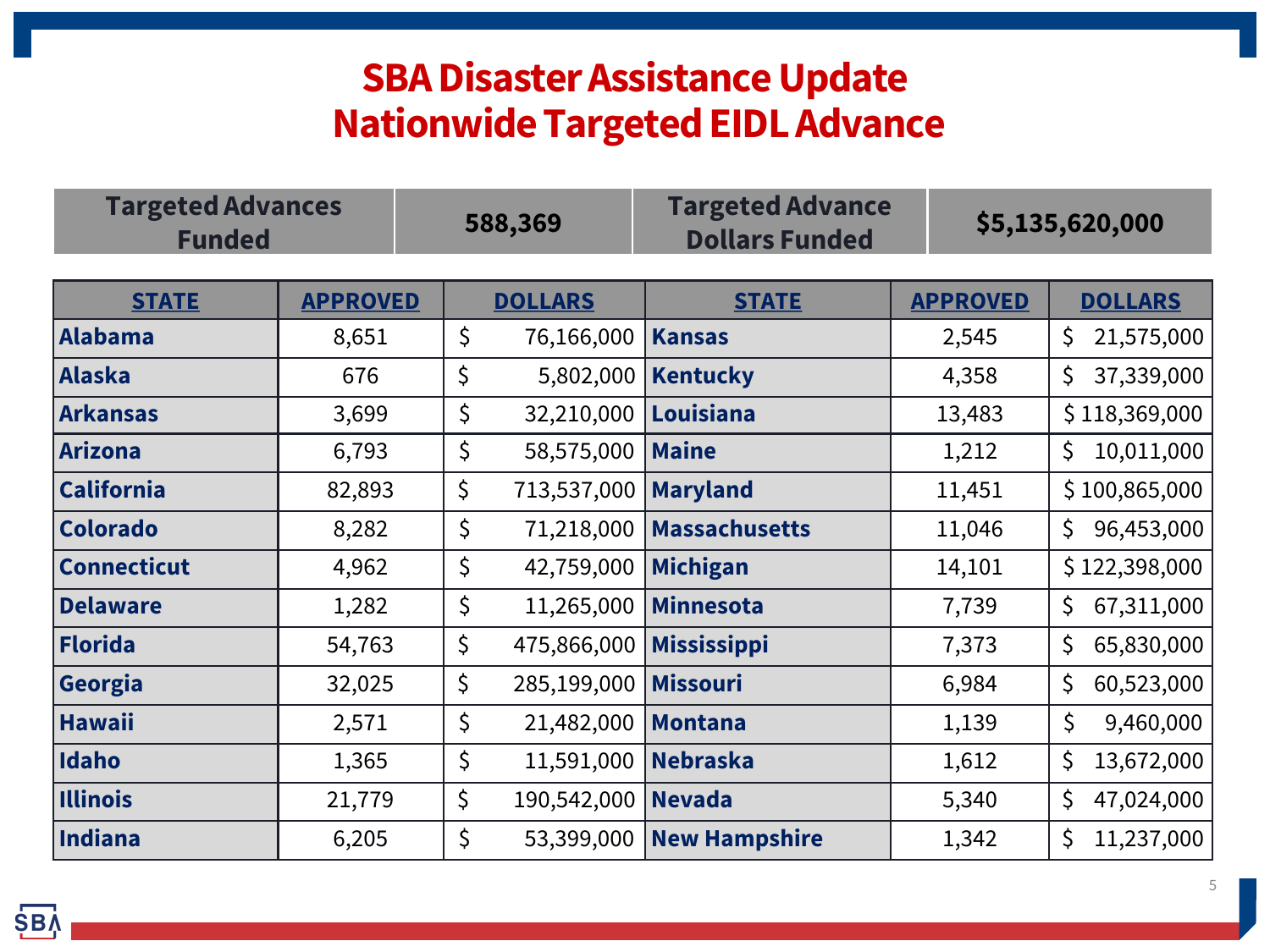# SBA Disaster Assistance Update
# Nationwide Targeted EIDL Advance

| Targeted Advances Funded | 588,369 | Targeted Advance Dollars Funded | $5,135,620,000 |
|---|---|---|---|

| STATE | APPROVED | DOLLARS | STATE | APPROVED | DOLLARS |
|---|---|---|---|---|---|
| Alabama | 8,651 | $ 76,166,000 | Kansas | 2,545 | $ 21,575,000 |
| Alaska | 676 | $ 5,802,000 | Kentucky | 4,358 | $ 37,339,000 |
| Arkansas | 3,699 | $ 32,210,000 | Louisiana | 13,483 | $ 118,369,000 |
| Arizona | 6,793 | $ 58,575,000 | Maine | 1,212 | $ 10,011,000 |
| California | 82,893 | $ 713,537,000 | Maryland | 11,451 | $ 100,865,000 |
| Colorado | 8,282 | $ 71,218,000 | Massachusetts | 11,046 | $ 96,453,000 |
| Connecticut | 4,962 | $ 42,759,000 | Michigan | 14,101 | $ 122,398,000 |
| Delaware | 1,282 | $ 11,265,000 | Minnesota | 7,739 | $ 67,311,000 |
| Florida | 54,763 | $ 475,866,000 | Mississippi | 7,373 | $ 65,830,000 |
| Georgia | 32,025 | $ 285,199,000 | Missouri | 6,984 | $ 60,523,000 |
| Hawaii | 2,571 | $ 21,482,000 | Montana | 1,139 | $ 9,460,000 |
| Idaho | 1,365 | $ 11,591,000 | Nebraska | 1,612 | $ 13,672,000 |
| Illinois | 21,779 | $ 190,542,000 | Nevada | 5,340 | $ 47,024,000 |
| Indiana | 6,205 | $ 53,399,000 | New Hampshire | 1,342 | $ 11,237,000 |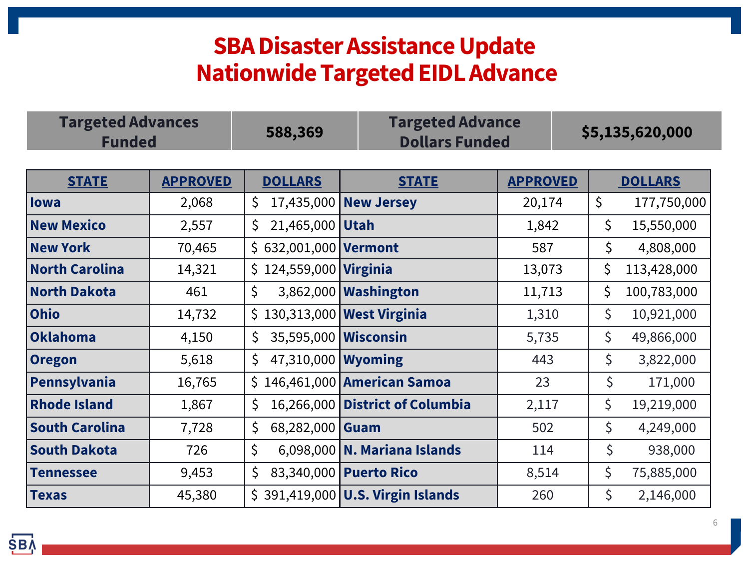# SBA Disaster Assistance Update
# Nationwide Targeted EIDL Advance

| Targeted Advances Funded | 588,369 | Targeted Advance Dollars Funded | $5,135,620,000 |
|---|---|---|---|

| STATE | APPROVED | DOLLARS | STATE | APPROVED | DOLLARS |
|---|---|---|---|---|---|
| Iowa | 2,068 | $ 17,435,000 | New Jersey | 20,174 | $ 177,750,000 |
| New Mexico | 2,557 | $ 21,465,000 | Utah | 1,842 | $ 15,550,000 |
| New York | 70,465 | $ 632,001,000 | Vermont | 587 | $ 4,808,000 |
| North Carolina | 14,321 | $ 124,559,000 | Virginia | 13,073 | $ 113,428,000 |
| North Dakota | 461 | $ 3,862,000 | Washington | 11,713 | $ 100,783,000 |
| Ohio | 14,732 | $ 130,313,000 | West Virginia | 1,310 | $ 10,921,000 |
| Oklahoma | 4,150 | $ 35,595,000 | Wisconsin | 5,735 | $ 49,866,000 |
| Oregon | 5,618 | $ 47,310,000 | Wyoming | 443 | $ 3,822,000 |
| Pennsylvania | 16,765 | $ 146,461,000 | American Samoa | 23 | $ 171,000 |
| Rhode Island | 1,867 | $ 16,266,000 | District of Columbia | 2,117 | $ 19,219,000 |
| South Carolina | 7,728 | $ 68,282,000 | Guam | 502 | $ 4,249,000 |
| South Dakota | 726 | $ 6,098,000 | N. Mariana Islands | 114 | $ 938,000 |
| Tennessee | 9,453 | $ 83,340,000 | Puerto Rico | 8,514 | $ 75,885,000 |
| Texas | 45,380 | $ 391,419,000 | U.S. Virgin Islands | 260 | $ 2,146,000 |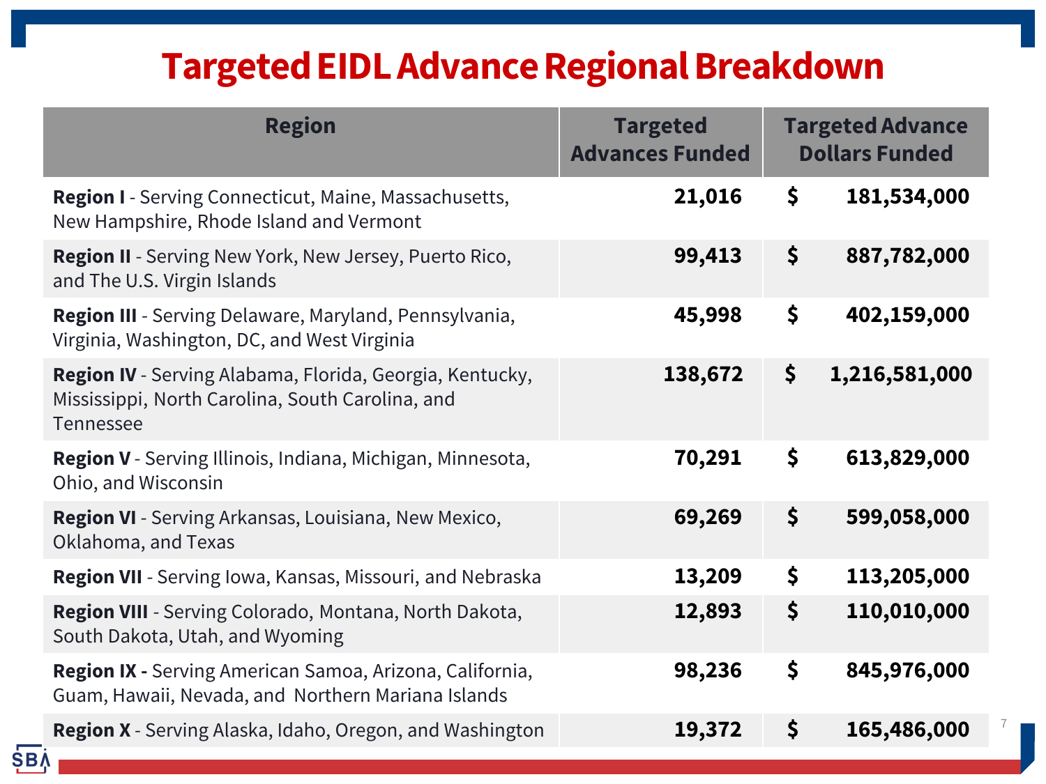# Targeted EIDL Advance Regional Breakdown

| Region | Targeted Advances Funded | Targeted Advance Dollars Funded |
|---|---|---|
| **Region I** - Serving Connecticut, Maine, Massachusetts, New Hampshire, Rhode Island and Vermont | **21,016** | **$ 181,534,000** |
| **Region II** - Serving New York, New Jersey, Puerto Rico, and The U.S. Virgin Islands | **99,413** | **$ 887,782,000** |
| **Region III** - Serving Delaware, Maryland, Pennsylvania, Virginia, Washington, DC, and West Virginia | **45,998** | **$ 402,159,000** |
| **Region IV** - Serving Alabama, Florida, Georgia, Kentucky, Mississippi, North Carolina, South Carolina, and Tennessee | **138,672** | **$ 1,216,581,000** |
| **Region V** - Serving Illinois, Indiana, Michigan, Minnesota, Ohio, and Wisconsin | **70,291** | **$ 613,829,000** |
| **Region VI** - Serving Arkansas, Louisiana, New Mexico, Oklahoma, and Texas | **69,269** | **$ 599,058,000** |
| **Region VII** - Serving Iowa, Kansas, Missouri, and Nebraska | **13,209** | **$ 113,205,000** |
| **Region VIII** - Serving Colorado, Montana, North Dakota, South Dakota, Utah, and Wyoming | **12,893** | **$ 110,010,000** |
| **Region IX -** Serving American Samoa, Arizona, California, Guam, Hawaii, Nevada, and Northern Mariana Islands | **98,236** | **$ 845,976,000** |
| **Region X** - Serving Alaska, Idaho, Oregon, and Washington | **19,372** | **$ 165,486,000** |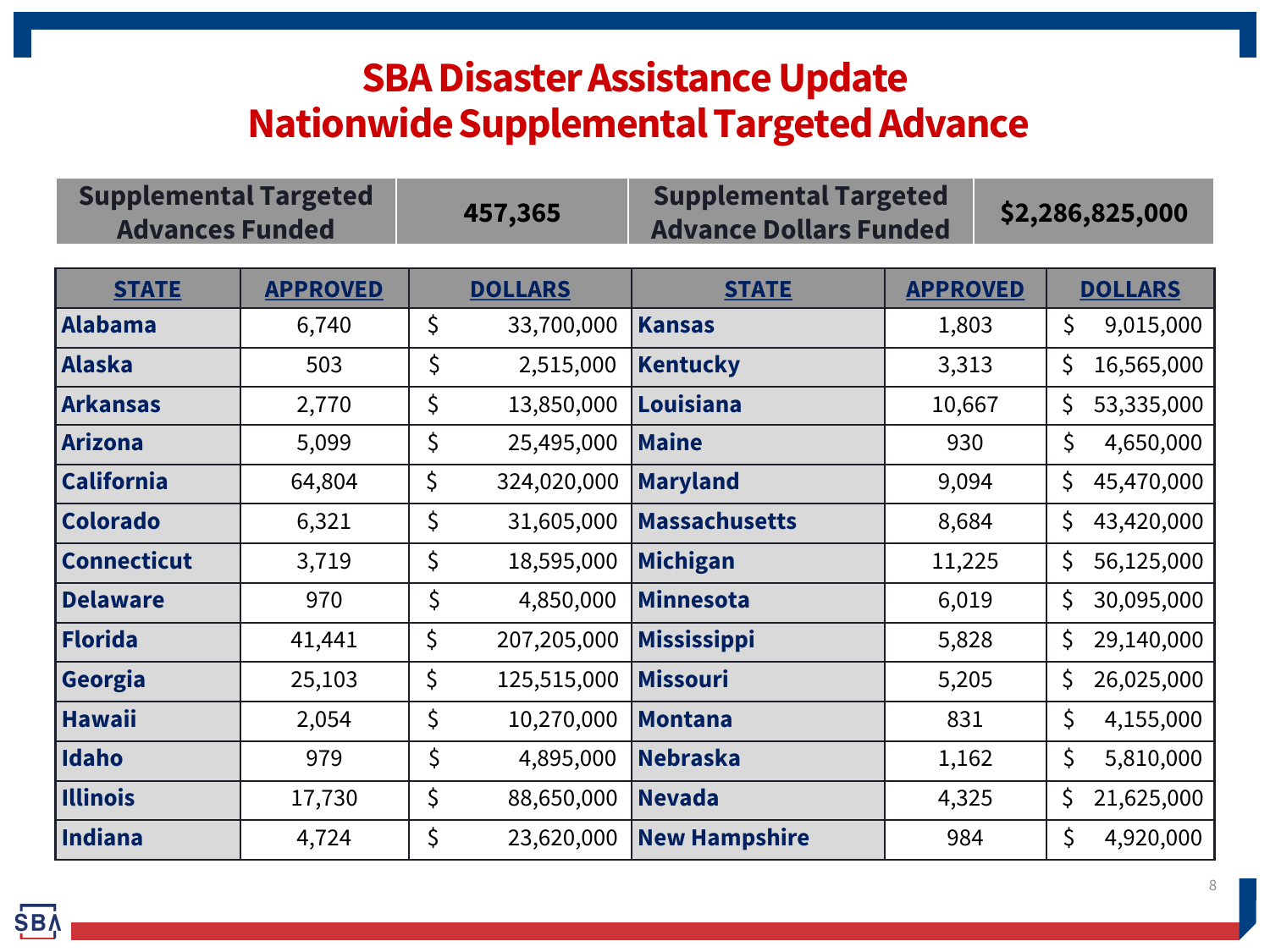# SBA Disaster Assistance Update
# Nationwide Supplemental Targeted Advance

| Supplemental Targeted Advances Funded | 457,365 | Supplemental Targeted Advance Dollars Funded | $2,286,825,000 |
|---|---|---|---|

| STATE | APPROVED | DOLLARS | STATE | APPROVED | DOLLARS |
|---|---|---|---|---|---|
| Alabama | 6,740 | $ 33,700,000 | Kansas | 1,803 | $ 9,015,000 |
| Alaska | 503 | $ 2,515,000 | Kentucky | 3,313 | $ 16,565,000 |
| Arkansas | 2,770 | $ 13,850,000 | Louisiana | 10,667 | $ 53,335,000 |
| Arizona | 5,099 | $ 25,495,000 | Maine | 930 | $ 4,650,000 |
| California | 64,804 | $ 324,020,000 | Maryland | 9,094 | $ 45,470,000 |
| Colorado | 6,321 | $ 31,605,000 | Massachusetts | 8,684 | $ 43,420,000 |
| Connecticut | 3,719 | $ 18,595,000 | Michigan | 11,225 | $ 56,125,000 |
| Delaware | 970 | $ 4,850,000 | Minnesota | 6,019 | $ 30,095,000 |
| Florida | 41,441 | $ 207,205,000 | Mississippi | 5,828 | $ 29,140,000 |
| Georgia | 25,103 | $ 125,515,000 | Missouri | 5,205 | $ 26,025,000 |
| Hawaii | 2,054 | $ 10,270,000 | Montana | 831 | $ 4,155,000 |
| Idaho | 979 | $ 4,895,000 | Nebraska | 1,162 | $ 5,810,000 |
| Illinois | 17,730 | $ 88,650,000 | Nevada | 4,325 | $ 21,625,000 |
| Indiana | 4,724 | $ 23,620,000 | New Hampshire | 984 | $ 4,920,000 |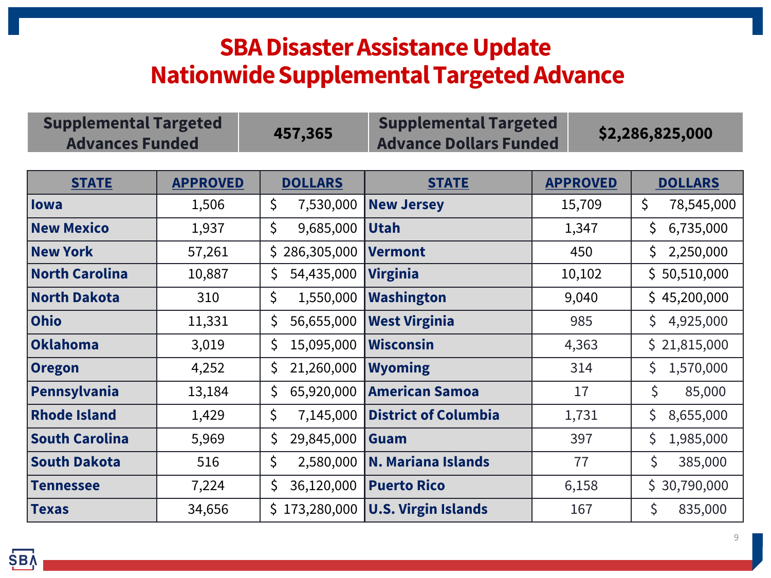# SBA Disaster Assistance Update
# Nationwide Supplemental Targeted Advance

| Supplemental Targeted Advances Funded | 457,365 | Supplemental Targeted Advance Dollars Funded | $2,286,825,000 |
|---|---|---|---|

| STATE | APPROVED | DOLLARS | STATE | APPROVED | DOLLARS |
|---|---|---|---|---|---|
| Iowa | 1,506 | $ 7,530,000 | New Jersey | 15,709 | $ 78,545,000 |
| New Mexico | 1,937 | $ 9,685,000 | Utah | 1,347 | $ 6,735,000 |
| New York | 57,261 | $ 286,305,000 | Vermont | 450 | $ 2,250,000 |
| North Carolina | 10,887 | $ 54,435,000 | Virginia | 10,102 | $ 50,510,000 |
| North Dakota | 310 | $ 1,550,000 | Washington | 9,040 | $ 45,200,000 |
| Ohio | 11,331 | $ 56,655,000 | West Virginia | 985 | $ 4,925,000 |
| Oklahoma | 3,019 | $ 15,095,000 | Wisconsin | 4,363 | $ 21,815,000 |
| Oregon | 4,252 | $ 21,260,000 | Wyoming | 314 | $ 1,570,000 |
| Pennsylvania | 13,184 | $ 65,920,000 | American Samoa | 17 | $ 85,000 |
| Rhode Island | 1,429 | $ 7,145,000 | District of Columbia | 1,731 | $ 8,655,000 |
| South Carolina | 5,969 | $ 29,845,000 | Guam | 397 | $ 1,985,000 |
| South Dakota | 516 | $ 2,580,000 | N. Mariana Islands | 77 | $ 385,000 |
| Tennessee | 7,224 | $ 36,120,000 | Puerto Rico | 6,158 | $ 30,790,000 |
| Texas | 34,656 | $ 173,280,000 | U.S. Virgin Islands | 167 | $ 835,000 |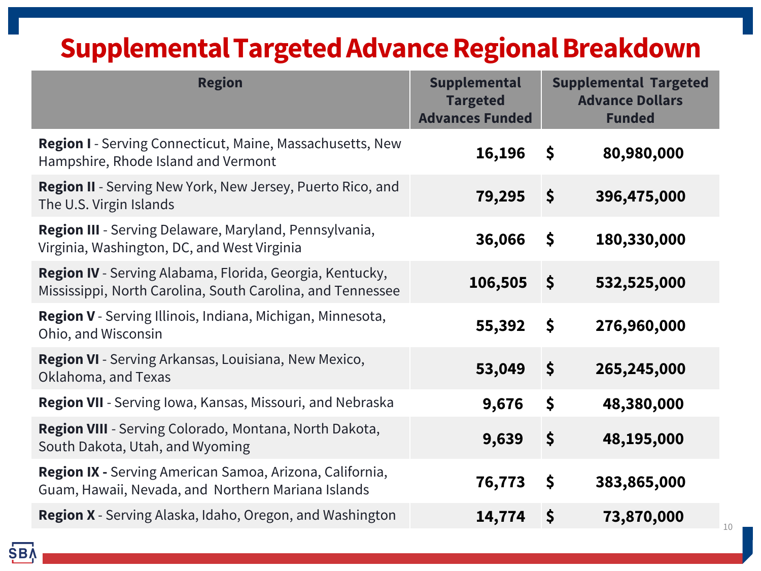# Supplemental Targeted Advance Regional Breakdown

| Region | Supplemental Targeted Advances Funded | Supplemental Targeted Advance Dollars Funded |
|---|---|---|
| **Region I** - Serving Connecticut, Maine, Massachusetts, New Hampshire, Rhode Island and Vermont | **16,196** | **$ 80,980,000** |
| **Region II** - Serving New York, New Jersey, Puerto Rico, and The U.S. Virgin Islands | **79,295** | **$ 396,475,000** |
| **Region III** - Serving Delaware, Maryland, Pennsylvania, Virginia, Washington, DC, and West Virginia | **36,066** | **$ 180,330,000** |
| **Region IV** - Serving Alabama, Florida, Georgia, Kentucky, Mississippi, North Carolina, South Carolina, and Tennessee | **106,505** | **$ 532,525,000** |
| **Region V** - Serving Illinois, Indiana, Michigan, Minnesota, Ohio, and Wisconsin | **55,392** | **$ 276,960,000** |
| **Region VI** - Serving Arkansas, Louisiana, New Mexico, Oklahoma, and Texas | **53,049** | **$ 265,245,000** |
| **Region VII** - Serving Iowa, Kansas, Missouri, and Nebraska | **9,676** | **$ 48,380,000** |
| **Region VIII** - Serving Colorado, Montana, North Dakota, South Dakota, Utah, and Wyoming | **9,639** | **$ 48,195,000** |
| **Region IX -** Serving American Samoa, Arizona, California, Guam, Hawaii, Nevada, and Northern Mariana Islands | **76,773** | **$ 383,865,000** |
| **Region X** - Serving Alaska, Idaho, Oregon, and Washington | **14,774** | **$ 73,870,000** |